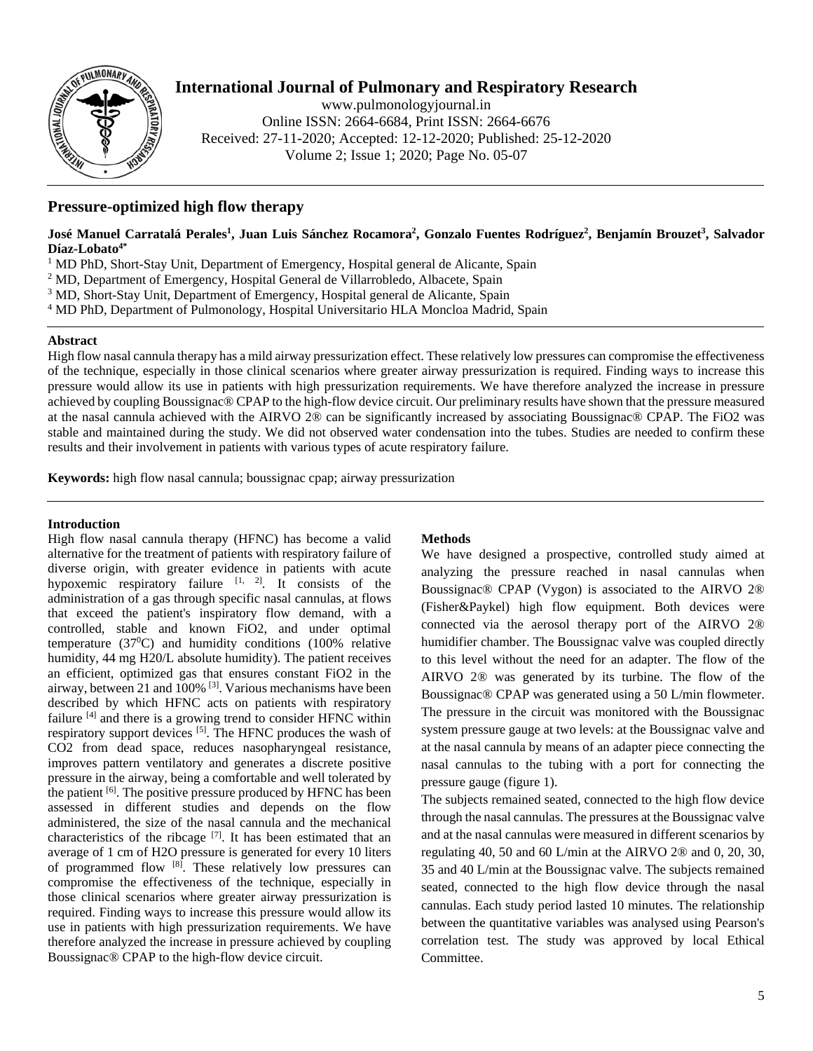# Pressure-optimized high flow therapy

**José Manuel Carratalá Perales[1], Juan Luis Sánchez Rocamora[2], Gonzalo Fuentes Rodríguez[2], Benjamín Brouzet[3], Salvador Díaz-Lobato[4*]**

[1] MD PhD, Short-Stay Unit, Department of Emergency, Hospital general de Alicante, Spain
[2] MD, Department of Emergency, Hospital General de Villarrobledo, Albacete, Spain
[3] MD, Short-Stay Unit, Department of Emergency, Hospital general de Alicante, Spain
[4] MD PhD, Department of Pulmonology, Hospital Universitario HLA Moncloa Madrid, Spain

## Abstract

High flow nasal cannula therapy has a mild airway pressurization effect. These relatively low pressures can compromise the effectiveness of the technique, especially in those clinical scenarios where greater airway pressurization is required. Finding ways to increase this pressure would allow its use in patients with high pressurization requirements. We have therefore analyzed the increase in pressure achieved by coupling Boussignac® CPAP to the high-flow device circuit. Our preliminary results have shown that the pressure measured at the nasal cannula achieved with the AIRVO 2® can be significantly increased by associating Boussignac® CPAP. The FiO2 was stable and maintained during the study. We did not observed water condensation into the tubes. Studies are needed to confirm these results and their involvement in patients with various types of acute respiratory failure.

**Keywords:** high flow nasal cannula; boussignac cpap; airway pressurization

## Introduction

High flow nasal cannula therapy (HFNC) has become a valid alternative for the treatment of patients with respiratory failure of diverse origin, with greater evidence in patients with acute hypoxemic respiratory failure [1, 2]. It consists of the administration of a gas through specific nasal cannulas, at flows that exceed the patient's inspiratory flow demand, with a controlled, stable and known FiO2, and under optimal temperature ($37^0$C) and humidity conditions (100% relative humidity, 44 mg H20/L absolute humidity). The patient receives an efficient, optimized gas that ensures constant FiO2 in the airway, between 21 and 100% [3]. Various mechanisms have been described by which HFNC acts on patients with respiratory failure [4] and there is a growing trend to consider HFNC within respiratory support devices [5]. The HFNC produces the wash of CO2 from dead space, reduces nasopharyngeal resistance, improves pattern ventilatory and generates a discrete positive pressure in the airway, being a comfortable and well tolerated by the patient [6]. The positive pressure produced by HFNC has been assessed in different studies and depends on the flow administered, the size of the nasal cannula and the mechanical characteristics of the ribcage [7]. It has been estimated that an average of 1 cm of H2O pressure is generated for every 10 liters of programmed flow [8]. These relatively low pressures can compromise the effectiveness of the technique, especially in those clinical scenarios where greater airway pressurization is required. Finding ways to increase this pressure would allow its use in patients with high pressurization requirements. We have therefore analyzed the increase in pressure achieved by coupling Boussignac® CPAP to the high-flow device circuit.

## Methods

We have designed a prospective, controlled study aimed at analyzing the pressure reached in nasal cannulas when Boussignac® CPAP (Vygon) is associated to the AIRVO 2® (Fisher&Paykel) high flow equipment. Both devices were connected via the aerosol therapy port of the AIRVO 2® humidifier chamber. The Boussignac valve was coupled directly to this level without the need for an adapter. The flow of the AIRVO 2® was generated by its turbine. The flow of the Boussignac® CPAP was generated using a 50 L/min flowmeter. The pressure in the circuit was monitored with the Boussignac system pressure gauge at two levels: at the Boussignac valve and at the nasal cannula by means of an adapter piece connecting the nasal cannulas to the tubing with a port for connecting the pressure gauge (figure 1).

The subjects remained seated, connected to the high flow device through the nasal cannulas. The pressures at the Boussignac valve and at the nasal cannulas were measured in different scenarios by regulating 40, 50 and 60 L/min at the AIRVO 2® and 0, 20, 30, 35 and 40 L/min at the Boussignac valve. The subjects remained seated, connected to the high flow device through the nasal cannulas. Each study period lasted 10 minutes. The relationship between the quantitative variables was analysed using Pearson's correlation test. The study was approved by local Ethical Committee.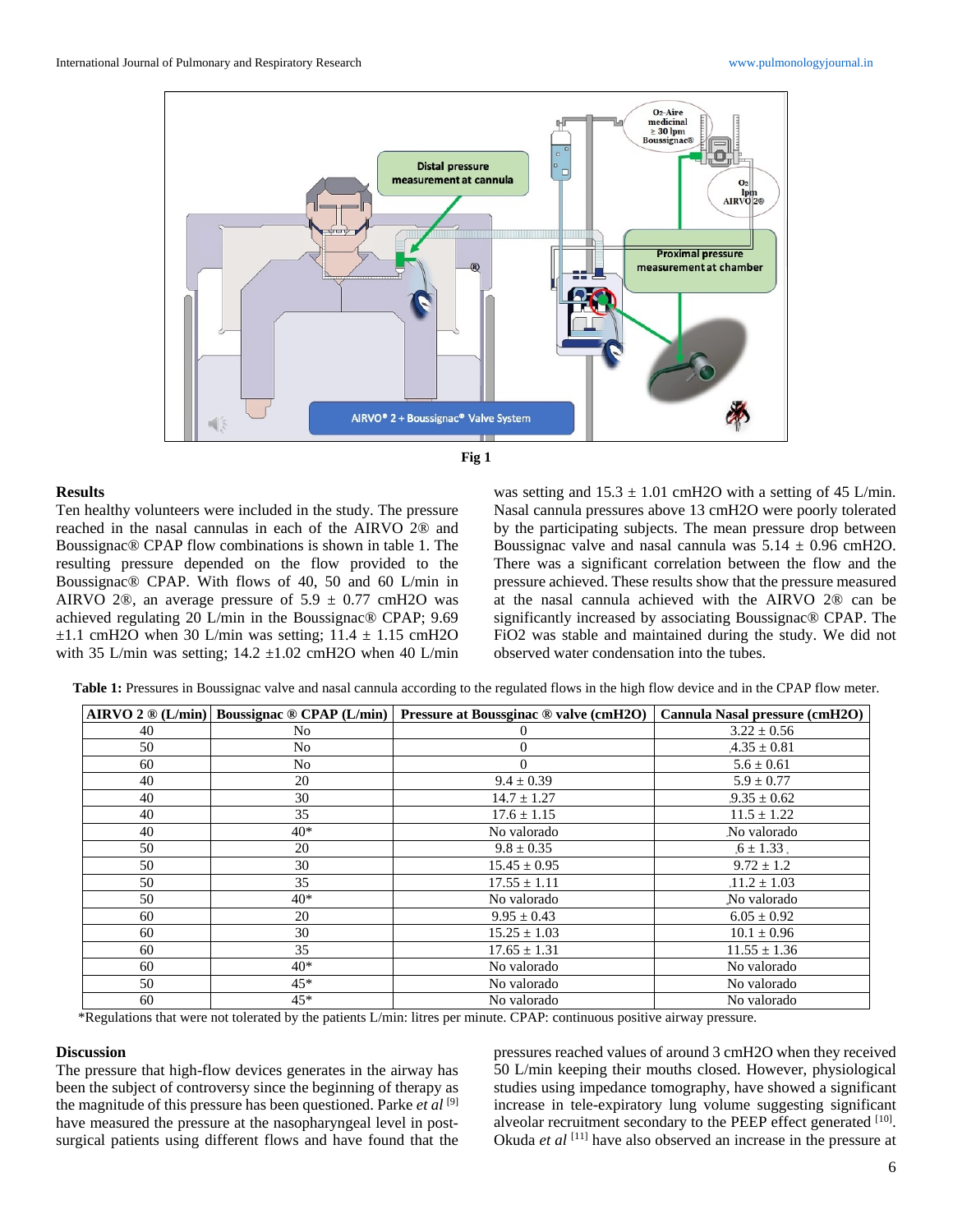Fig 1

## Results

Ten healthy volunteers were included in the study. The pressure reached in the nasal cannulas in each of the AIRVO 2® and Boussignac® CPAP flow combinations is shown in table 1. The resulting pressure depended on the flow provided to the Boussignac® CPAP. With flows of 40, 50 and 60 L/min in AIRVO 2®, an average pressure of 5.9 ± 0.77 cmH2O was achieved regulating 20 L/min in the Boussignac® CPAP; 9.69 ±1.1 cmH2O when 30 L/min was setting; 11.4 ± 1.15 cmH2O with 35 L/min was setting; 14.2 ±1.02 cmH2O when 40 L/min was setting and 15.3 ± 1.01 cmH2O with a setting of 45 L/min. Nasal cannula pressures above 13 cmH2O were poorly tolerated by the participating subjects. The mean pressure drop between Boussignac valve and nasal cannula was 5.14 ± 0.96 cmH2O. There was a significant correlation between the flow and the pressure achieved. These results show that the pressure measured at the nasal cannula achieved with the AIRVO 2® can be significantly increased by associating Boussignac® CPAP. The FiO2 was stable and maintained during the study. We did not observed water condensation into the tubes.

**Table 1:** Pressures in Boussignac valve and nasal cannula according to the regulated flows in the high flow device and in the CPAP flow meter.

| AIRVO 2 ® (L/min) | Boussignac ® CPAP (L/min) | Pressure at Boussginac ® valve (cmH2O) | Cannula Nasal pressure (cmH2O) |
|---|---|---|---|
| 40 | No | 0 | 3.22 ± 0.56 |
| 50 | No | 0 | 4.35 ± 0.81 |
| 60 | No | 0 | 5.6 ± 0.61 |
| 40 | 20 | 9.4 ± 0.39 | 5.9 ± 0.77 |
| 40 | 30 | 14.7 ± 1.27 | 9.35 ± 0.62 |
| 40 | 35 | 17.6 ± 1.15 | 11.5 ± 1.22 |
| 40 | 40* | No valorado | No valorado |
| 50 | 20 | 9.8 ± 0.35 | 6 ± 1.33 |
| 50 | 30 | 15.45 ± 0.95 | 9.72 ± 1.2 |
| 50 | 35 | 17.55 ± 1.11 | 11.2 ± 1.03 |
| 50 | 40* | No valorado | No valorado |
| 60 | 20 | 9.95 ± 0.43 | 6.05 ± 0.92 |
| 60 | 30 | 15.25 ± 1.03 | 10.1 ± 0.96 |
| 60 | 35 | 17.65 ± 1.31 | 11.55 ± 1.36 |
| 60 | 40* | No valorado | No valorado |
| 50 | 45* | No valorado | No valorado |
| 60 | 45* | No valorado | No valorado |

*Regulations that were not tolerated by the patients L/min: litres per minute. CPAP: continuous positive airway pressure.

## Discussion

The pressure that high-flow devices generates in the airway has been the subject of controversy since the beginning of therapy as the magnitude of this pressure has been questioned. Parke *et al* [9] have measured the pressure at the nasopharyngeal level in post-surgical patients using different flows and have found that the pressures reached values of around 3 cmH2O when they received 50 L/min keeping their mouths closed. However, physiological studies using impedance tomography, have showed a significant increase in tele-expiratory lung volume suggesting significant alveolar recruitment secondary to the PEEP effect generated [10]. Okuda *et al* [11] have also observed an increase in the pressure at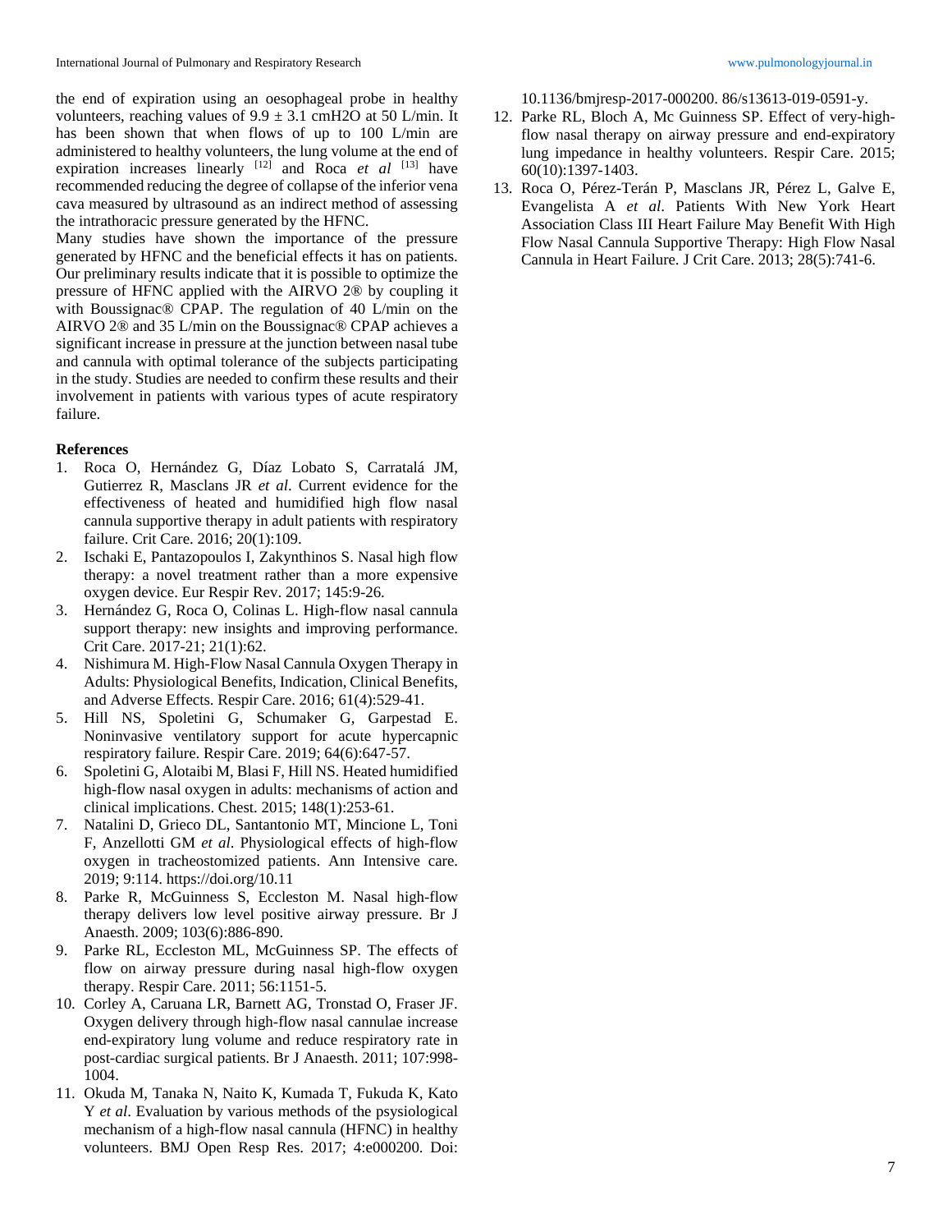the end of expiration using an oesophageal probe in healthy volunteers, reaching values of 9.9 ± 3.1 cmH2O at 50 L/min. It has been shown that when flows of up to 100 L/min are administered to healthy volunteers, the lung volume at the end of expiration increases linearly [12] and Roca *et al* [13] have recommended reducing the degree of collapse of the inferior vena cava measured by ultrasound as an indirect method of assessing the intrathoracic pressure generated by the HFNC.

Many studies have shown the importance of the pressure generated by HFNC and the beneficial effects it has on patients. Our preliminary results indicate that it is possible to optimize the pressure of HFNC applied with the AIRVO 2® by coupling it with Boussignac® CPAP. The regulation of 40 L/min on the AIRVO 2® and 35 L/min on the Boussignac® CPAP achieves a significant increase in pressure at the junction between nasal tube and cannula with optimal tolerance of the subjects participating in the study. Studies are needed to confirm these results and their involvement in patients with various types of acute respiratory failure.

## References

1. Roca O, Hernández G, Díaz Lobato S, Carratalá JM, Gutierrez R, Masclans JR *et al*. Current evidence for the effectiveness of heated and humidified high flow nasal cannula supportive therapy in adult patients with respiratory failure. Crit Care. 2016; 20(1):109.
2. Ischaki E, Pantazopoulos I, Zakynthinos S. Nasal high flow therapy: a novel treatment rather than a more expensive oxygen device. Eur Respir Rev. 2017; 145:9-26.
3. Hernández G, Roca O, Colinas L. High-flow nasal cannula support therapy: new insights and improving performance. Crit Care. 2017-21; 21(1):62.
4. Nishimura M. High-Flow Nasal Cannula Oxygen Therapy in Adults: Physiological Benefits, Indication, Clinical Benefits, and Adverse Effects. Respir Care. 2016; 61(4):529-41.
5. Hill NS, Spoletini G, Schumaker G, Garpestad E. Noninvasive ventilatory support for acute hypercapnic respiratory failure. Respir Care. 2019; 64(6):647-57.
6. Spoletini G, Alotaibi M, Blasi F, Hill NS. Heated humidified high-flow nasal oxygen in adults: mechanisms of action and clinical implications. Chest. 2015; 148(1):253-61.
7. Natalini D, Grieco DL, Santantonio MT, Mincione L, Toni F, Anzellotti GM *et al*. Physiological effects of high-flow oxygen in tracheostomized patients. Ann Intensive care. 2019; 9:114. https://doi.org/10.11 86/s13613-019-0591-y.
8. Parke R, McGuinness S, Eccleston M. Nasal high-flow therapy delivers low level positive airway pressure. Br J Anaesth. 2009; 103(6):886-890.
9. Parke RL, Eccleston ML, McGuinness SP. The effects of flow on airway pressure during nasal high-flow oxygen therapy. Respir Care. 2011; 56:1151-5.
10. Corley A, Caruana LR, Barnett AG, Tronstad O, Fraser JF. Oxygen delivery through high-flow nasal cannulae increase end-expiratory lung volume and reduce respiratory rate in post-cardiac surgical patients. Br J Anaesth. 2011; 107:998-1004.
11. Okuda M, Tanaka N, Naito K, Kumada T, Fukuda K, Kato Y *et al*. Evaluation by various methods of the psysiological mechanism of a high-flow nasal cannula (HFNC) in healthy volunteers. BMJ Open Resp Res. 2017; 4:e000200. Doi: 10.1136/bmjresp-2017-000200.
12. Parke RL, Bloch A, Mc Guinness SP. Effect of very-high-flow nasal therapy on airway pressure and end-expiratory lung impedance in healthy volunteers. Respir Care. 2015; 60(10):1397-1403.
13. Roca O, Pérez-Terán P, Masclans JR, Pérez L, Galve E, Evangelista A *et al*. Patients With New York Heart Association Class III Heart Failure May Benefit With High Flow Nasal Cannula Supportive Therapy: High Flow Nasal Cannula in Heart Failure. J Crit Care. 2013; 28(5):741-6.